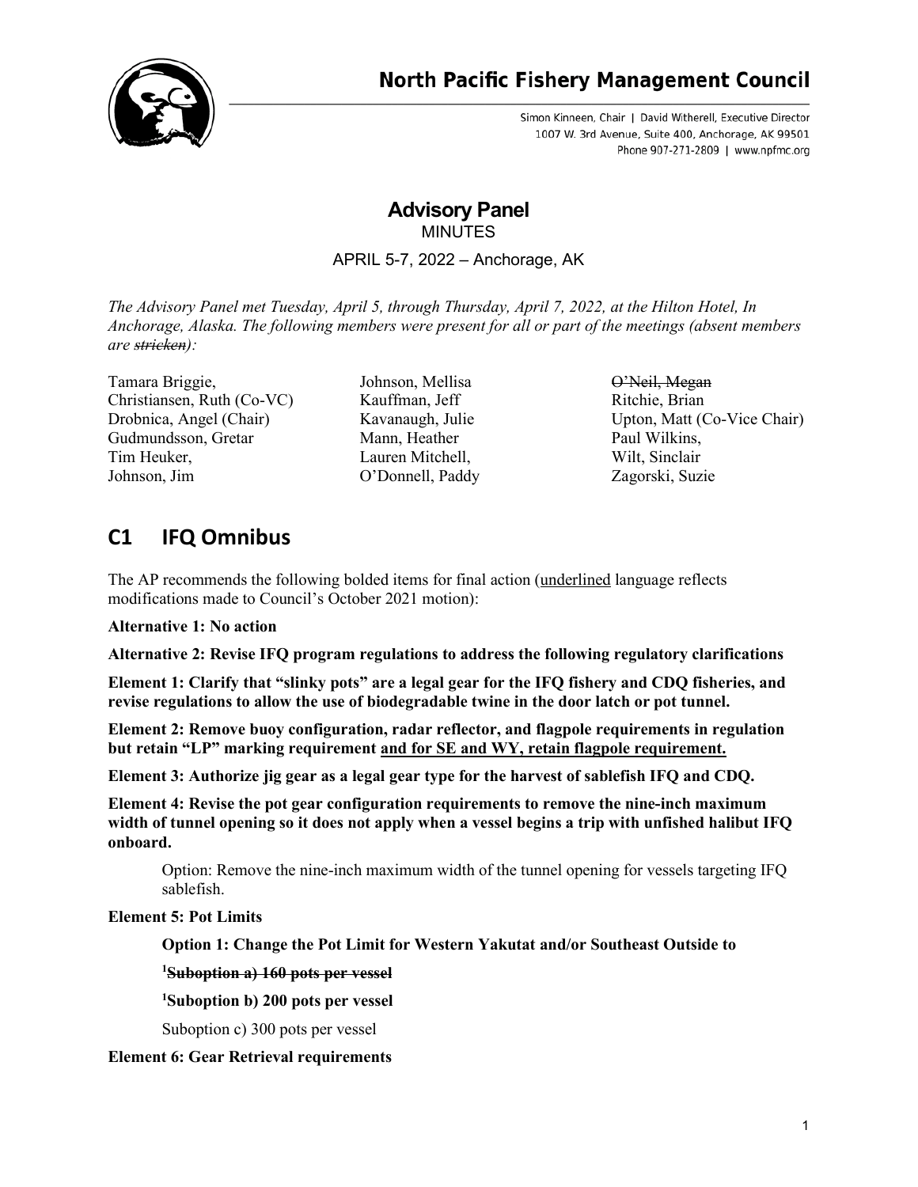# North Pacific Fishery Management Council

Simon Kinneen, Chair | David Witherell, Executive Director
1007 W. 3rd Avenue, Suite 400, Anchorage, AK 99501
Phone 907-271-2809 | www.npfmc.org

## Advisory Panel

MINUTES

APRIL 5-7, 2022 – Anchorage, AK

*The Advisory Panel met Tuesday, April 5, through Thursday, April 7, 2022, at the Hilton Hotel, In Anchorage, Alaska. The following members were present for all or part of the meetings (absent members are ~~stricken~~):*

Tamara Briggie,
Christiansen, Ruth (Co-VC)
Drobnica, Angel (Chair)
Gudmundsson, Gretar
Tim Heuker,
Johnson, Jim
Johnson, Mellisa
Kauffman, Jeff
Kavanaugh, Julie
Mann, Heather
Lauren Mitchell,
O'Donnell, Paddy
~~O'Neil, Megan~~
Ritchie, Brian
Upton, Matt (Co-Vice Chair)
Paul Wilkins,
Wilt, Sinclair
Zagorski, Suzie

## C1 IFQ Omnibus

The AP recommends the following bolded items for final action (<u>underlined</u> language reflects modifications made to Council's October 2021 motion):

**Alternative 1: No action**

**Alternative 2: Revise IFQ program regulations to address the following regulatory clarifications**

**Element 1: Clarify that "slinky pots" are a legal gear for the IFQ fishery and CDQ fisheries, and revise regulations to allow the use of biodegradable twine in the door latch or pot tunnel.**

**Element 2: Remove buoy configuration, radar reflector, and flagpole requirements in regulation but retain "LP" marking requirement <u>and for SE and WY, retain flagpole requirement.</u>**

**Element 3: Authorize jig gear as a legal gear type for the harvest of sablefish IFQ and CDQ.**

**Element 4: Revise the pot gear configuration requirements to remove the nine-inch maximum width of tunnel opening so it does not apply when a vessel begins a trip with unfished halibut IFQ onboard.**

Option: Remove the nine-inch maximum width of the tunnel opening for vessels targeting IFQ sablefish.

**Element 5: Pot Limits**

**Option 1: Change the Pot Limit for Western Yakutat and/or Southeast Outside to**

[1]~~**Suboption a) 160 pots per vessel**~~

[1]**Suboption b) 200 pots per vessel**

Suboption c) 300 pots per vessel

**Element 6: Gear Retrieval requirements**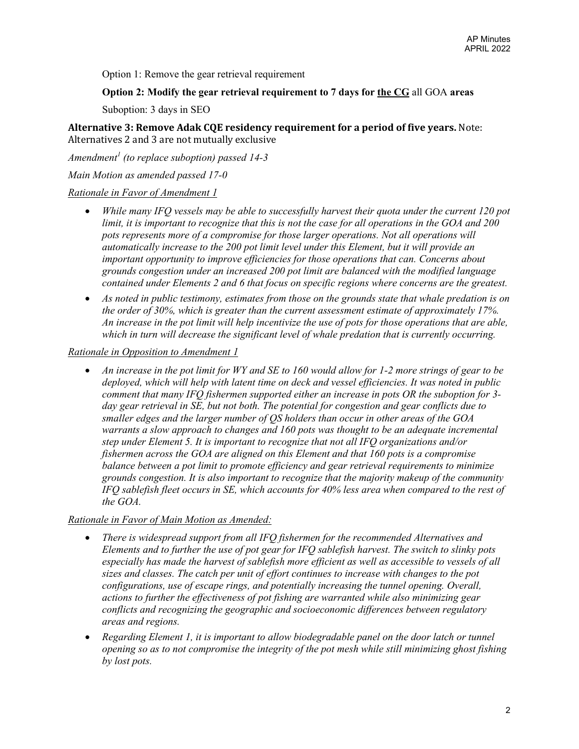Option 1: Remove the gear retrieval requirement

**Option 2: Modify the gear retrieval requirement to 7 days for <u>the CG</u> all GOA areas**

Suboption: 3 days in SEO

**Alternative 3: Remove Adak CQE residency requirement for a period of five years.** Note: Alternatives 2 and 3 are not mutually exclusive

*Amendment[1] (to replace suboption) passed 14-3*

*Main Motion as amended passed 17-0*

*<u>Rationale in Favor of Amendment 1</u>*

- *While many IFQ vessels may be able to successfully harvest their quota under the current 120 pot limit, it is important to recognize that this is not the case for all operations in the GOA and 200 pots represents more of a compromise for those larger operations. Not all operations will automatically increase to the 200 pot limit level under this Element, but it will provide an important opportunity to improve efficiencies for those operations that can. Concerns about grounds congestion under an increased 200 pot limit are balanced with the modified language contained under Elements 2 and 6 that focus on specific regions where concerns are the greatest.*
- *As noted in public testimony, estimates from those on the grounds state that whale predation is on the order of 30%, which is greater than the current assessment estimate of approximately 17%. An increase in the pot limit will help incentivize the use of pots for those operations that are able, which in turn will decrease the significant level of whale predation that is currently occurring.*

*<u>Rationale in Opposition to Amendment 1</u>*

- *An increase in the pot limit for WY and SE to 160 would allow for 1-2 more strings of gear to be deployed, which will help with latent time on deck and vessel efficiencies. It was noted in public comment that many IFQ fishermen supported either an increase in pots OR the suboption for 3-day gear retrieval in SE, but not both. The potential for congestion and gear conflicts due to smaller edges and the larger number of QS holders than occur in other areas of the GOA warrants a slow approach to changes and 160 pots was thought to be an adequate incremental step under Element 5. It is important to recognize that not all IFQ organizations and/or fishermen across the GOA are aligned on this Element and that 160 pots is a compromise balance between a pot limit to promote efficiency and gear retrieval requirements to minimize grounds congestion. It is also important to recognize that the majority makeup of the community IFQ sablefish fleet occurs in SE, which accounts for 40% less area when compared to the rest of the GOA.*

*<u>Rationale in Favor of Main Motion as Amended:</u>*

- *There is widespread support from all IFQ fishermen for the recommended Alternatives and Elements and to further the use of pot gear for IFQ sablefish harvest. The switch to slinky pots especially has made the harvest of sablefish more efficient as well as accessible to vessels of all sizes and classes. The catch per unit of effort continues to increase with changes to the pot configurations, use of escape rings, and potentially increasing the tunnel opening. Overall, actions to further the effectiveness of pot fishing are warranted while also minimizing gear conflicts and recognizing the geographic and socioeconomic differences between regulatory areas and regions.*
- *Regarding Element 1, it is important to allow biodegradable panel on the door latch or tunnel opening so as to not compromise the integrity of the pot mesh while still minimizing ghost fishing by lost pots.*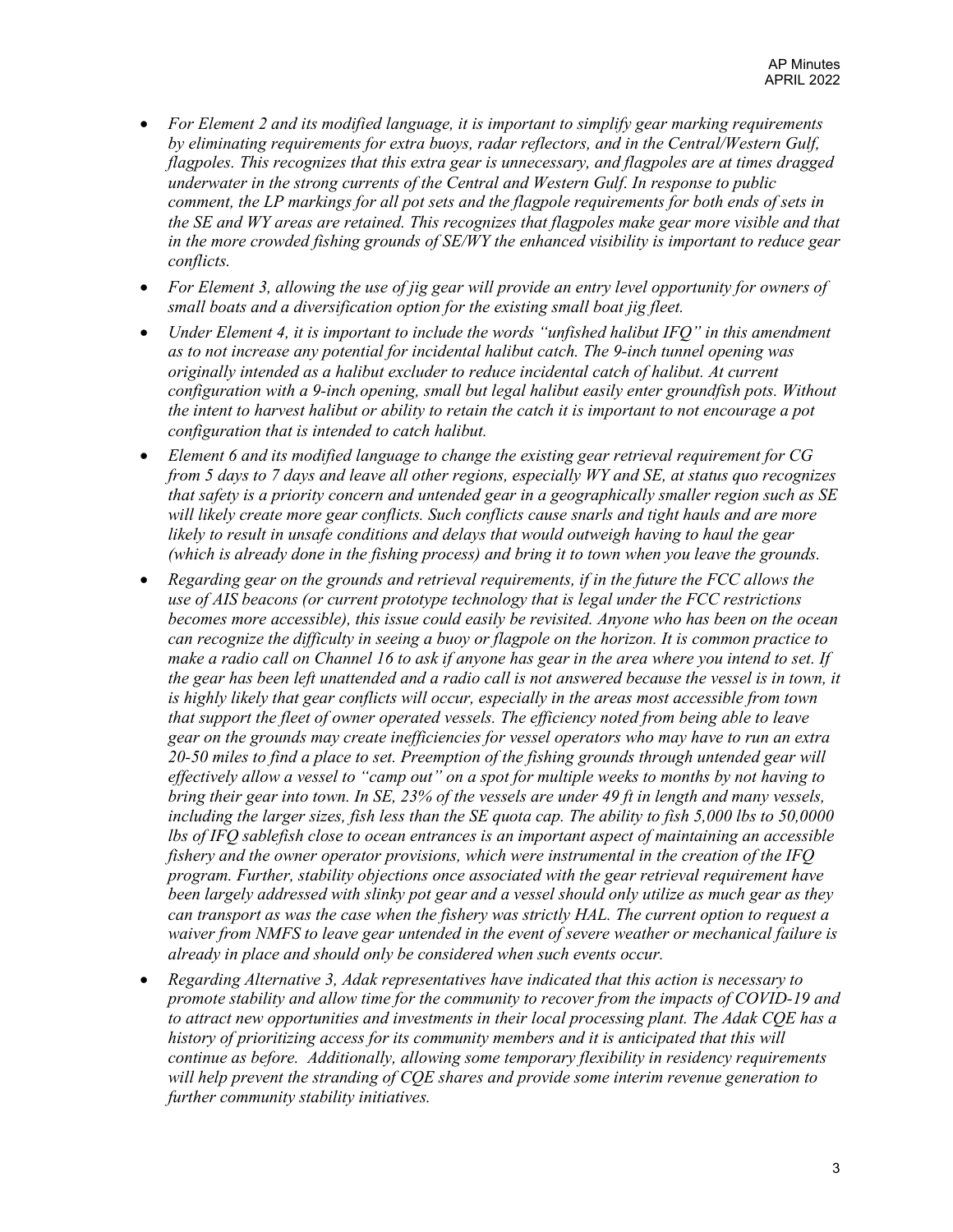- *For Element 2 and its modified language, it is important to simplify gear marking requirements by eliminating requirements for extra buoys, radar reflectors, and in the Central/Western Gulf, flagpoles. This recognizes that this extra gear is unnecessary, and flagpoles are at times dragged underwater in the strong currents of the Central and Western Gulf. In response to public comment, the LP markings for all pot sets and the flagpole requirements for both ends of sets in the SE and WY areas are retained. This recognizes that flagpoles make gear more visible and that in the more crowded fishing grounds of SE/WY the enhanced visibility is important to reduce gear conflicts.*
- *For Element 3, allowing the use of jig gear will provide an entry level opportunity for owners of small boats and a diversification option for the existing small boat jig fleet.*
- *Under Element 4, it is important to include the words "unfished halibut IFQ" in this amendment as to not increase any potential for incidental halibut catch. The 9-inch tunnel opening was originally intended as a halibut excluder to reduce incidental catch of halibut. At current configuration with a 9-inch opening, small but legal halibut easily enter groundfish pots. Without the intent to harvest halibut or ability to retain the catch it is important to not encourage a pot configuration that is intended to catch halibut.*
- *Element 6 and its modified language to change the existing gear retrieval requirement for CG from 5 days to 7 days and leave all other regions, especially WY and SE, at status quo recognizes that safety is a priority concern and untended gear in a geographically smaller region such as SE will likely create more gear conflicts. Such conflicts cause snarls and tight hauls and are more likely to result in unsafe conditions and delays that would outweigh having to haul the gear (which is already done in the fishing process) and bring it to town when you leave the grounds.*
- *Regarding gear on the grounds and retrieval requirements, if in the future the FCC allows the use of AIS beacons (or current prototype technology that is legal under the FCC restrictions becomes more accessible), this issue could easily be revisited. Anyone who has been on the ocean can recognize the difficulty in seeing a buoy or flagpole on the horizon. It is common practice to make a radio call on Channel 16 to ask if anyone has gear in the area where you intend to set. If the gear has been left unattended and a radio call is not answered because the vessel is in town, it is highly likely that gear conflicts will occur, especially in the areas most accessible from town that support the fleet of owner operated vessels. The efficiency noted from being able to leave gear on the grounds may create inefficiencies for vessel operators who may have to run an extra 20-50 miles to find a place to set. Preemption of the fishing grounds through untended gear will effectively allow a vessel to "camp out" on a spot for multiple weeks to months by not having to bring their gear into town. In SE, 23% of the vessels are under 49 ft in length and many vessels, including the larger sizes, fish less than the SE quota cap. The ability to fish 5,000 lbs to 50,0000 lbs of IFQ sablefish close to ocean entrances is an important aspect of maintaining an accessible fishery and the owner operator provisions, which were instrumental in the creation of the IFQ program. Further, stability objections once associated with the gear retrieval requirement have been largely addressed with slinky pot gear and a vessel should only utilize as much gear as they can transport as was the case when the fishery was strictly HAL. The current option to request a waiver from NMFS to leave gear untended in the event of severe weather or mechanical failure is already in place and should only be considered when such events occur.*
- *Regarding Alternative 3, Adak representatives have indicated that this action is necessary to promote stability and allow time for the community to recover from the impacts of COVID-19 and to attract new opportunities and investments in their local processing plant. The Adak CQE has a history of prioritizing access for its community members and it is anticipated that this will continue as before. Additionally, allowing some temporary flexibility in residency requirements will help prevent the stranding of CQE shares and provide some interim revenue generation to further community stability initiatives.*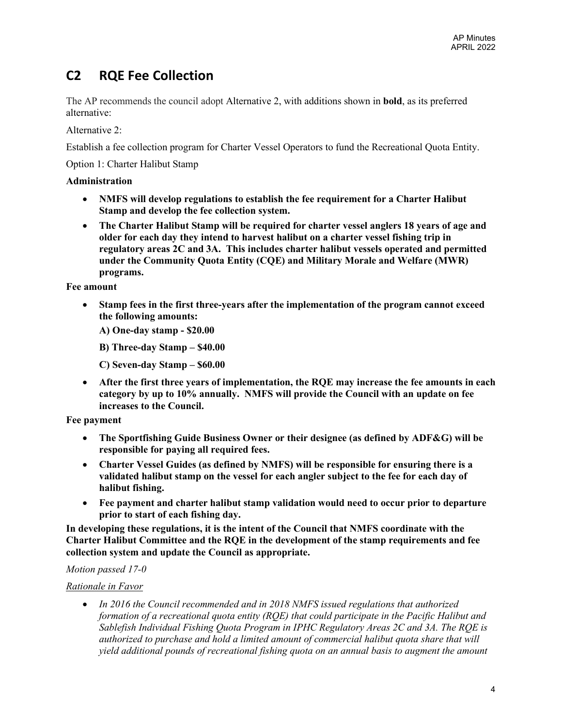## C2 RQE Fee Collection

The AP recommends the council adopt Alternative 2, with additions shown in **bold**, as its preferred alternative:

Alternative 2:

Establish a fee collection program for Charter Vessel Operators to fund the Recreational Quota Entity.

Option 1: Charter Halibut Stamp

**Administration**

- **NMFS will develop regulations to establish the fee requirement for a Charter Halibut Stamp and develop the fee collection system.**
- **The Charter Halibut Stamp will be required for charter vessel anglers 18 years of age and older for each day they intend to harvest halibut on a charter vessel fishing trip in regulatory areas 2C and 3A. This includes charter halibut vessels operated and permitted under the Community Quota Entity (CQE) and Military Morale and Welfare (MWR) programs.**

**Fee amount**

- **Stamp fees in the first three-years after the implementation of the program cannot exceed the following amounts:**

  **A) One-day stamp - $20.00**

  **B) Three-day Stamp – $40.00**

  **C) Seven-day Stamp – $60.00**

- **After the first three years of implementation, the RQE may increase the fee amounts in each category by up to 10% annually. NMFS will provide the Council with an update on fee increases to the Council.**

**Fee payment**

- **The Sportfishing Guide Business Owner or their designee (as defined by ADF&G) will be responsible for paying all required fees.**
- **Charter Vessel Guides (as defined by NMFS) will be responsible for ensuring there is a validated halibut stamp on the vessel for each angler subject to the fee for each day of halibut fishing.**
- **Fee payment and charter halibut stamp validation would need to occur prior to departure prior to start of each fishing day.**

**In developing these regulations, it is the intent of the Council that NMFS coordinate with the Charter Halibut Committee and the RQE in the development of the stamp requirements and fee collection system and update the Council as appropriate.**

*Motion passed 17-0*

*<u>Rationale in Favor</u>*

- *In 2016 the Council recommended and in 2018 NMFS issued regulations that authorized formation of a recreational quota entity (RQE) that could participate in the Pacific Halibut and Sablefish Individual Fishing Quota Program in IPHC Regulatory Areas 2C and 3A. The RQE is authorized to purchase and hold a limited amount of commercial halibut quota share that will yield additional pounds of recreational fishing quota on an annual basis to augment the amount*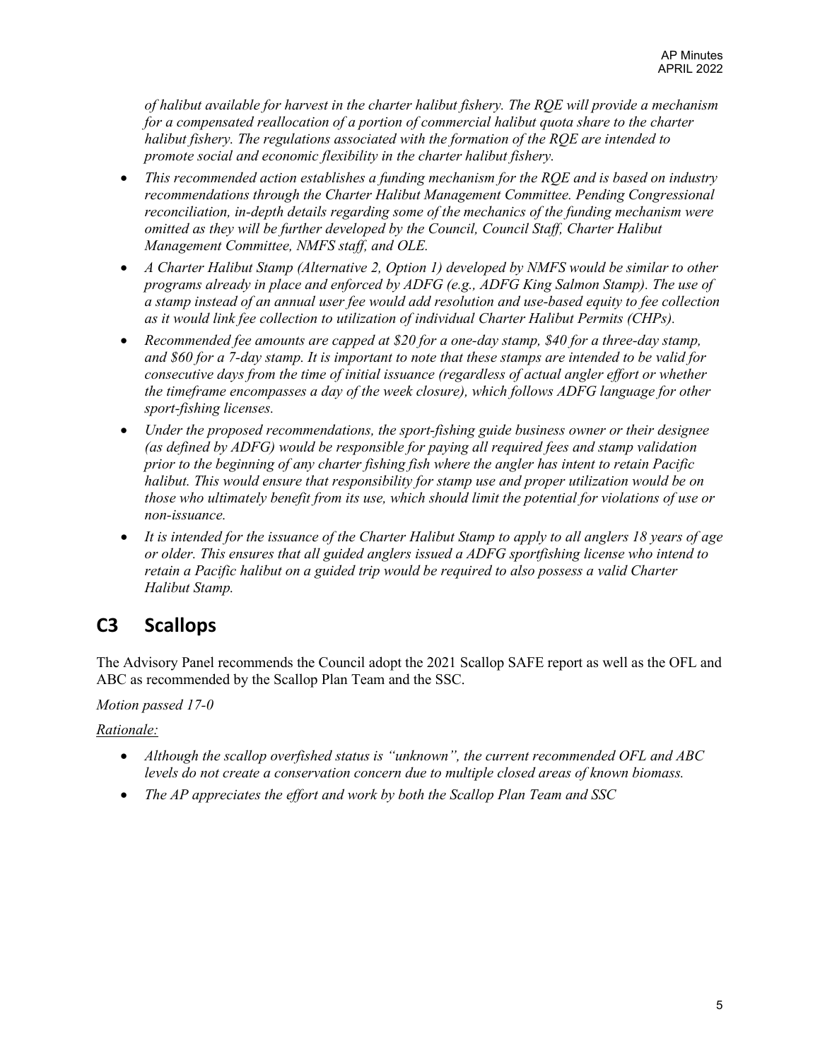*of halibut available for harvest in the charter halibut fishery. The RQE will provide a mechanism for a compensated reallocation of a portion of commercial halibut quota share to the charter halibut fishery. The regulations associated with the formation of the RQE are intended to promote social and economic flexibility in the charter halibut fishery.*

- *This recommended action establishes a funding mechanism for the RQE and is based on industry recommendations through the Charter Halibut Management Committee. Pending Congressional reconciliation, in-depth details regarding some of the mechanics of the funding mechanism were omitted as they will be further developed by the Council, Council Staff, Charter Halibut Management Committee, NMFS staff, and OLE.*
- *A Charter Halibut Stamp (Alternative 2, Option 1) developed by NMFS would be similar to other programs already in place and enforced by ADFG (e.g., ADFG King Salmon Stamp). The use of a stamp instead of an annual user fee would add resolution and use-based equity to fee collection as it would link fee collection to utilization of individual Charter Halibut Permits (CHPs).*
- *Recommended fee amounts are capped at $20 for a one-day stamp, $40 for a three-day stamp, and $60 for a 7-day stamp. It is important to note that these stamps are intended to be valid for consecutive days from the time of initial issuance (regardless of actual angler effort or whether the timeframe encompasses a day of the week closure), which follows ADFG language for other sport-fishing licenses.*
- *Under the proposed recommendations, the sport-fishing guide business owner or their designee (as defined by ADFG) would be responsible for paying all required fees and stamp validation prior to the beginning of any charter fishing fish where the angler has intent to retain Pacific halibut. This would ensure that responsibility for stamp use and proper utilization would be on those who ultimately benefit from its use, which should limit the potential for violations of use or non-issuance.*
- *It is intended for the issuance of the Charter Halibut Stamp to apply to all anglers 18 years of age or older. This ensures that all guided anglers issued a ADFG sportfishing license who intend to retain a Pacific halibut on a guided trip would be required to also possess a valid Charter Halibut Stamp.*

## C3 Scallops

The Advisory Panel recommends the Council adopt the 2021 Scallop SAFE report as well as the OFL and ABC as recommended by the Scallop Plan Team and the SSC.

*Motion passed 17-0*

*Rationale:*

- *Although the scallop overfished status is "unknown", the current recommended OFL and ABC levels do not create a conservation concern due to multiple closed areas of known biomass.*
- *The AP appreciates the effort and work by both the Scallop Plan Team and SSC*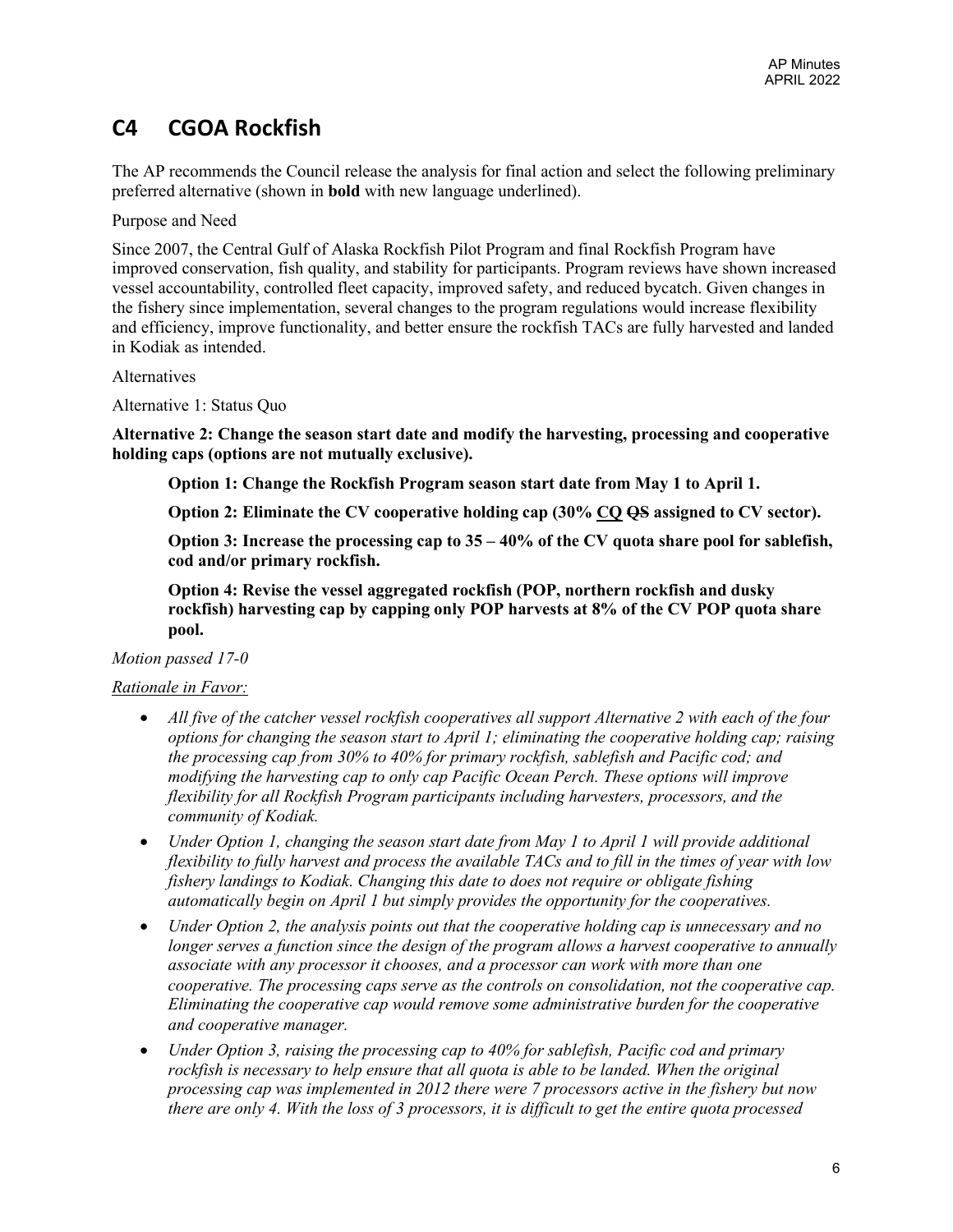## C4 CGOA Rockfish

The AP recommends the Council release the analysis for final action and select the following preliminary preferred alternative (shown in **bold** with new language underlined).

Purpose and Need

Since 2007, the Central Gulf of Alaska Rockfish Pilot Program and final Rockfish Program have improved conservation, fish quality, and stability for participants. Program reviews have shown increased vessel accountability, controlled fleet capacity, improved safety, and reduced bycatch. Given changes in the fishery since implementation, several changes to the program regulations would increase flexibility and efficiency, improve functionality, and better ensure the rockfish TACs are fully harvested and landed in Kodiak as intended.

Alternatives

Alternative 1: Status Quo

**Alternative 2: Change the season start date and modify the harvesting, processing and cooperative holding caps (options are not mutually exclusive).**

> **Option 1: Change the Rockfish Program season start date from May 1 to April 1.**
>
> **Option 2: Eliminate the CV cooperative holding cap (30% <u>CQ</u> ~~QS~~ assigned to CV sector).**
>
> **Option 3: Increase the processing cap to 35 – 40% of the CV quota share pool for sablefish, cod and/or primary rockfish.**
>
> **Option 4: Revise the vessel aggregated rockfish (POP, northern rockfish and dusky rockfish) harvesting cap by capping only POP harvests at 8% of the CV POP quota share pool.**

*Motion passed 17-0*

*<u>Rationale in Favor:</u>*

- *All five of the catcher vessel rockfish cooperatives all support Alternative 2 with each of the four options for changing the season start to April 1; eliminating the cooperative holding cap; raising the processing cap from 30% to 40% for primary rockfish, sablefish and Pacific cod; and modifying the harvesting cap to only cap Pacific Ocean Perch. These options will improve flexibility for all Rockfish Program participants including harvesters, processors, and the community of Kodiak.*
- *Under Option 1, changing the season start date from May 1 to April 1 will provide additional flexibility to fully harvest and process the available TACs and to fill in the times of year with low fishery landings to Kodiak. Changing this date to does not require or obligate fishing automatically begin on April 1 but simply provides the opportunity for the cooperatives.*
- *Under Option 2, the analysis points out that the cooperative holding cap is unnecessary and no longer serves a function since the design of the program allows a harvest cooperative to annually associate with any processor it chooses, and a processor can work with more than one cooperative. The processing caps serve as the controls on consolidation, not the cooperative cap. Eliminating the cooperative cap would remove some administrative burden for the cooperative and cooperative manager.*
- *Under Option 3, raising the processing cap to 40% for sablefish, Pacific cod and primary rockfish is necessary to help ensure that all quota is able to be landed. When the original processing cap was implemented in 2012 there were 7 processors active in the fishery but now there are only 4. With the loss of 3 processors, it is difficult to get the entire quota processed*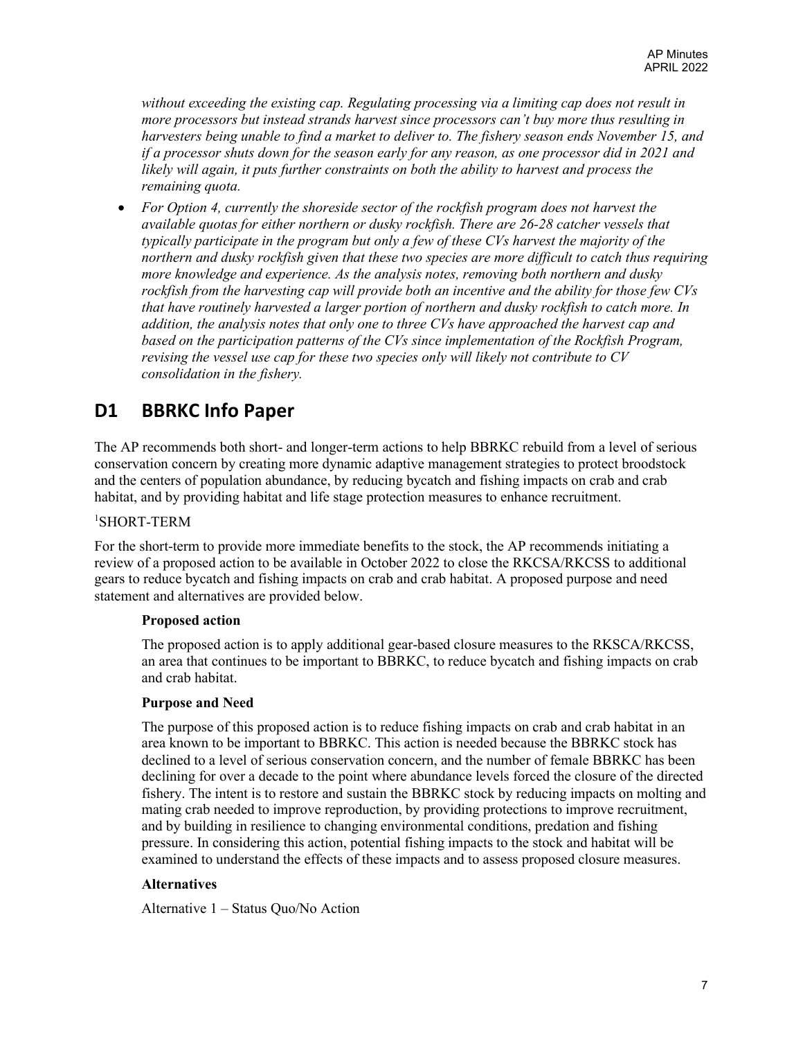*without exceeding the existing cap. Regulating processing via a limiting cap does not result in more processors but instead strands harvest since processors can't buy more thus resulting in harvesters being unable to find a market to deliver to. The fishery season ends November 15, and if a processor shuts down for the season early for any reason, as one processor did in 2021 and likely will again, it puts further constraints on both the ability to harvest and process the remaining quota.*

- *For Option 4, currently the shoreside sector of the rockfish program does not harvest the available quotas for either northern or dusky rockfish. There are 26-28 catcher vessels that typically participate in the program but only a few of these CVs harvest the majority of the northern and dusky rockfish given that these two species are more difficult to catch thus requiring more knowledge and experience. As the analysis notes, removing both northern and dusky rockfish from the harvesting cap will provide both an incentive and the ability for those few CVs that have routinely harvested a larger portion of northern and dusky rockfish to catch more. In addition, the analysis notes that only one to three CVs have approached the harvest cap and based on the participation patterns of the CVs since implementation of the Rockfish Program, revising the vessel use cap for these two species only will likely not contribute to CV consolidation in the fishery.*

## D1 BBRKC Info Paper

The AP recommends both short- and longer-term actions to help BBRKC rebuild from a level of serious conservation concern by creating more dynamic adaptive management strategies to protect broodstock and the centers of population abundance, by reducing bycatch and fishing impacts on crab and crab habitat, and by providing habitat and life stage protection measures to enhance recruitment.

[1]SHORT-TERM

For the short-term to provide more immediate benefits to the stock, the AP recommends initiating a review of a proposed action to be available in October 2022 to close the RKCSA/RKCSS to additional gears to reduce bycatch and fishing impacts on crab and crab habitat. A proposed purpose and need statement and alternatives are provided below.

**Proposed action**

The proposed action is to apply additional gear-based closure measures to the RKSCA/RKCSS, an area that continues to be important to BBRKC, to reduce bycatch and fishing impacts on crab and crab habitat.

**Purpose and Need**

The purpose of this proposed action is to reduce fishing impacts on crab and crab habitat in an area known to be important to BBRKC. This action is needed because the BBRKC stock has declined to a level of serious conservation concern, and the number of female BBRKC has been declining for over a decade to the point where abundance levels forced the closure of the directed fishery. The intent is to restore and sustain the BBRKC stock by reducing impacts on molting and mating crab needed to improve reproduction, by providing protections to improve recruitment, and by building in resilience to changing environmental conditions, predation and fishing pressure. In considering this action, potential fishing impacts to the stock and habitat will be examined to understand the effects of these impacts and to assess proposed closure measures.

**Alternatives**

Alternative 1 – Status Quo/No Action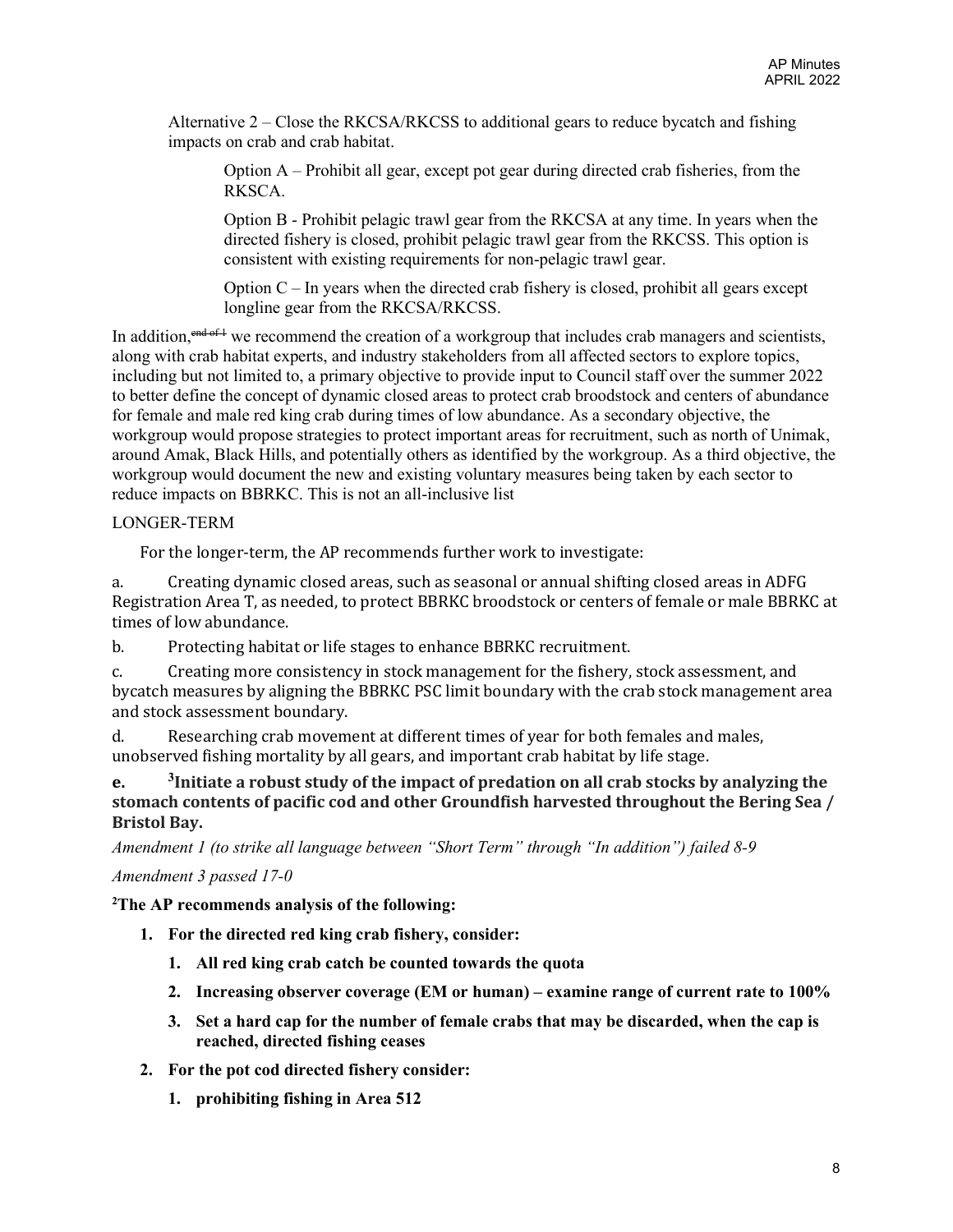Alternative 2 – Close the RKCSA/RKCSS to additional gears to reduce bycatch and fishing impacts on crab and crab habitat.

> Option A – Prohibit all gear, except pot gear during directed crab fisheries, from the RKSCA.
>
> Option B - Prohibit pelagic trawl gear from the RKCSA at any time. In years when the directed fishery is closed, prohibit pelagic trawl gear from the RKCSS. This option is consistent with existing requirements for non-pelagic trawl gear.
>
> Option C – In years when the directed crab fishery is closed, prohibit all gears except longline gear from the RKCSA/RKCSS.

In addition, ~~end of 1~~ we recommend the creation of a workgroup that includes crab managers and scientists, along with crab habitat experts, and industry stakeholders from all affected sectors to explore topics, including but not limited to, a primary objective to provide input to Council staff over the summer 2022 to better define the concept of dynamic closed areas to protect crab broodstock and centers of abundance for female and male red king crab during times of low abundance. As a secondary objective, the workgroup would propose strategies to protect important areas for recruitment, such as north of Unimak, around Amak, Black Hills, and potentially others as identified by the workgroup. As a third objective, the workgroup would document the new and existing voluntary measures being taken by each sector to reduce impacts on BBRKC. This is not an all-inclusive list

LONGER-TERM

For the longer-term, the AP recommends further work to investigate:

a. Creating dynamic closed areas, such as seasonal or annual shifting closed areas in ADFG Registration Area T, as needed, to protect BBRKC broodstock or centers of female or male BBRKC at times of low abundance.

b. Protecting habitat or life stages to enhance BBRKC recruitment.

c. Creating more consistency in stock management for the fishery, stock assessment, and bycatch measures by aligning the BBRKC PSC limit boundary with the crab stock management area and stock assessment boundary.

d. Researching crab movement at different times of year for both females and males, unobserved fishing mortality by all gears, and important crab habitat by life stage.

**e. [3]Initiate a robust study of the impact of predation on all crab stocks by analyzing the stomach contents of pacific cod and other Groundfish harvested throughout the Bering Sea / Bristol Bay.**

*Amendment 1 (to strike all language between "Short Term" through "In addition") failed 8-9*

*Amendment 3 passed 17-0*

**[2]The AP recommends analysis of the following:**

1. **For the directed red king crab fishery, consider:**
    1. **All red king crab catch be counted towards the quota**
    2. **Increasing observer coverage (EM or human) – examine range of current rate to 100%**
    3. **Set a hard cap for the number of female crabs that may be discarded, when the cap is reached, directed fishing ceases**
2. **For the pot cod directed fishery consider:**
    1. **prohibiting fishing in Area 512**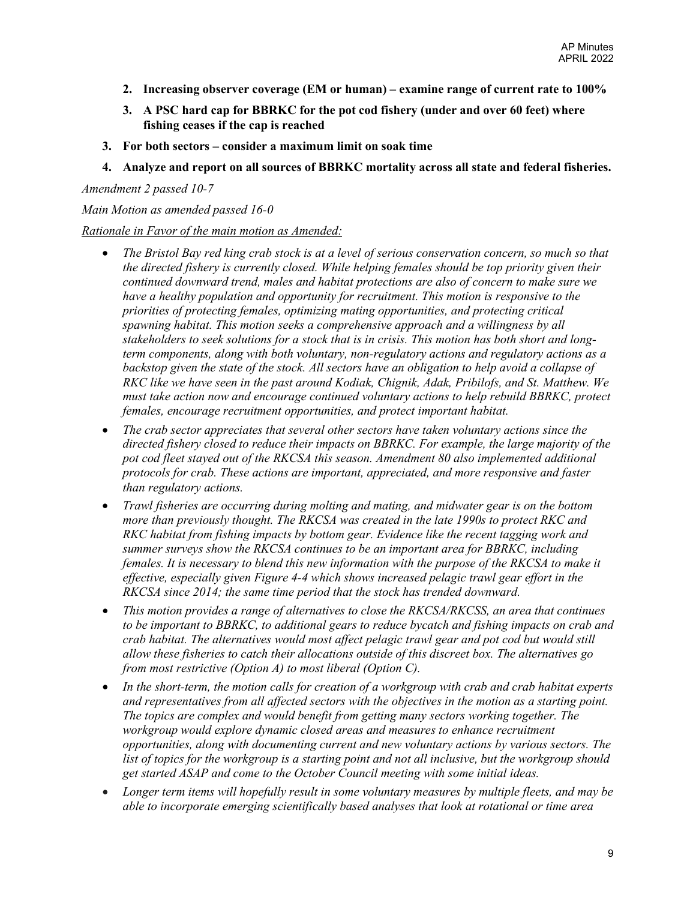2. **Increasing observer coverage (EM or human) – examine range of current rate to 100%**
3. **A PSC hard cap for BBRKC for the pot cod fishery (under and over 60 feet) where fishing ceases if the cap is reached**

3. **For both sectors – consider a maximum limit on soak time**
4. **Analyze and report on all sources of BBRKC mortality across all state and federal fisheries.**

*Amendment 2 passed 10-7*

*Main Motion as amended passed 16-0*

*Rationale in Favor of the main motion as Amended:*

- *The Bristol Bay red king crab stock is at a level of serious conservation concern, so much so that the directed fishery is currently closed. While helping females should be top priority given their continued downward trend, males and habitat protections are also of concern to make sure we have a healthy population and opportunity for recruitment. This motion is responsive to the priorities of protecting females, optimizing mating opportunities, and protecting critical spawning habitat. This motion seeks a comprehensive approach and a willingness by all stakeholders to seek solutions for a stock that is in crisis. This motion has both short and long-term components, along with both voluntary, non-regulatory actions and regulatory actions as a backstop given the state of the stock. All sectors have an obligation to help avoid a collapse of RKC like we have seen in the past around Kodiak, Chignik, Adak, Pribilofs, and St. Matthew. We must take action now and encourage continued voluntary actions to help rebuild BBRKC, protect females, encourage recruitment opportunities, and protect important habitat.*
- *The crab sector appreciates that several other sectors have taken voluntary actions since the directed fishery closed to reduce their impacts on BBRKC. For example, the large majority of the pot cod fleet stayed out of the RKCSA this season. Amendment 80 also implemented additional protocols for crab. These actions are important, appreciated, and more responsive and faster than regulatory actions.*
- *Trawl fisheries are occurring during molting and mating, and midwater gear is on the bottom more than previously thought. The RKCSA was created in the late 1990s to protect RKC and RKC habitat from fishing impacts by bottom gear. Evidence like the recent tagging work and summer surveys show the RKCSA continues to be an important area for BBRKC, including females. It is necessary to blend this new information with the purpose of the RKCSA to make it effective, especially given Figure 4-4 which shows increased pelagic trawl gear effort in the RKCSA since 2014; the same time period that the stock has trended downward.*
- *This motion provides a range of alternatives to close the RKCSA/RKCSS, an area that continues to be important to BBRKC, to additional gears to reduce bycatch and fishing impacts on crab and crab habitat. The alternatives would most affect pelagic trawl gear and pot cod but would still allow these fisheries to catch their allocations outside of this discreet box. The alternatives go from most restrictive (Option A) to most liberal (Option C).*
- *In the short-term, the motion calls for creation of a workgroup with crab and crab habitat experts and representatives from all affected sectors with the objectives in the motion as a starting point. The topics are complex and would benefit from getting many sectors working together. The workgroup would explore dynamic closed areas and measures to enhance recruitment opportunities, along with documenting current and new voluntary actions by various sectors. The list of topics for the workgroup is a starting point and not all inclusive, but the workgroup should get started ASAP and come to the October Council meeting with some initial ideas.*
- *Longer term items will hopefully result in some voluntary measures by multiple fleets, and may be able to incorporate emerging scientifically based analyses that look at rotational or time area*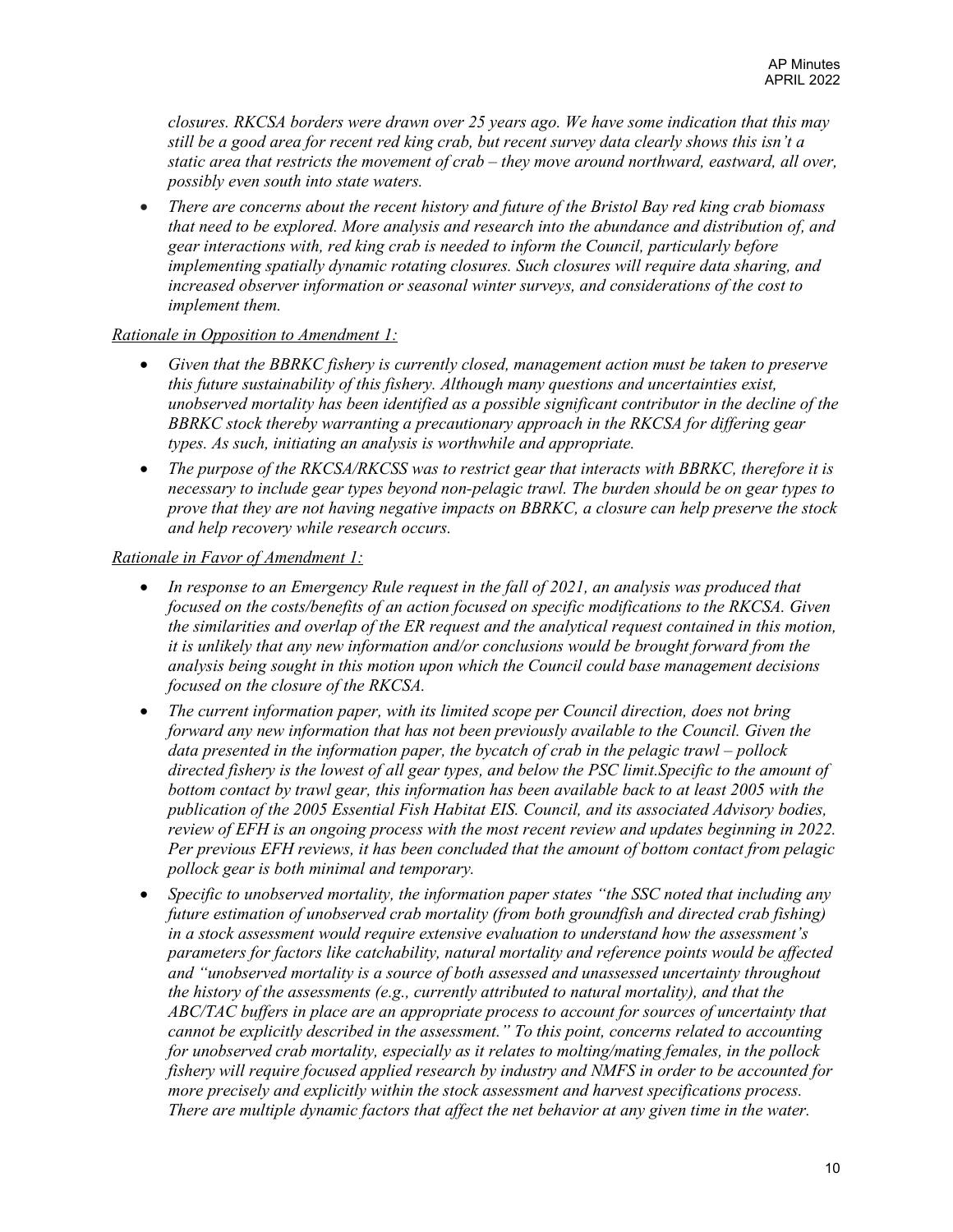*closures. RKCSA borders were drawn over 25 years ago. We have some indication that this may still be a good area for recent red king crab, but recent survey data clearly shows this isn't a static area that restricts the movement of crab – they move around northward, eastward, all over, possibly even south into state waters.*

- *There are concerns about the recent history and future of the Bristol Bay red king crab biomass that need to be explored. More analysis and research into the abundance and distribution of, and gear interactions with, red king crab is needed to inform the Council, particularly before implementing spatially dynamic rotating closures. Such closures will require data sharing, and increased observer information or seasonal winter surveys, and considerations of the cost to implement them.*

*Rationale in Opposition to Amendment 1:*

- *Given that the BBRKC fishery is currently closed, management action must be taken to preserve this future sustainability of this fishery. Although many questions and uncertainties exist, unobserved mortality has been identified as a possible significant contributor in the decline of the BBRKC stock thereby warranting a precautionary approach in the RKCSA for differing gear types. As such, initiating an analysis is worthwhile and appropriate.*
- *The purpose of the RKCSA/RKCSS was to restrict gear that interacts with BBRKC, therefore it is necessary to include gear types beyond non-pelagic trawl. The burden should be on gear types to prove that they are not having negative impacts on BBRKC, a closure can help preserve the stock and help recovery while research occurs.*

*Rationale in Favor of Amendment 1:*

- *In response to an Emergency Rule request in the fall of 2021, an analysis was produced that focused on the costs/benefits of an action focused on specific modifications to the RKCSA. Given the similarities and overlap of the ER request and the analytical request contained in this motion, it is unlikely that any new information and/or conclusions would be brought forward from the analysis being sought in this motion upon which the Council could base management decisions focused on the closure of the RKCSA.*
- *The current information paper, with its limited scope per Council direction, does not bring forward any new information that has not been previously available to the Council. Given the data presented in the information paper, the bycatch of crab in the pelagic trawl – pollock directed fishery is the lowest of all gear types, and below the PSC limit.Specific to the amount of bottom contact by trawl gear, this information has been available back to at least 2005 with the publication of the 2005 Essential Fish Habitat EIS. Council, and its associated Advisory bodies, review of EFH is an ongoing process with the most recent review and updates beginning in 2022. Per previous EFH reviews, it has been concluded that the amount of bottom contact from pelagic pollock gear is both minimal and temporary.*
- *Specific to unobserved mortality, the information paper states "the SSC noted that including any future estimation of unobserved crab mortality (from both groundfish and directed crab fishing) in a stock assessment would require extensive evaluation to understand how the assessment's parameters for factors like catchability, natural mortality and reference points would be affected and "unobserved mortality is a source of both assessed and unassessed uncertainty throughout the history of the assessments (e.g., currently attributed to natural mortality), and that the ABC/TAC buffers in place are an appropriate process to account for sources of uncertainty that cannot be explicitly described in the assessment." To this point, concerns related to accounting for unobserved crab mortality, especially as it relates to molting/mating females, in the pollock fishery will require focused applied research by industry and NMFS in order to be accounted for more precisely and explicitly within the stock assessment and harvest specifications process. There are multiple dynamic factors that affect the net behavior at any given time in the water.*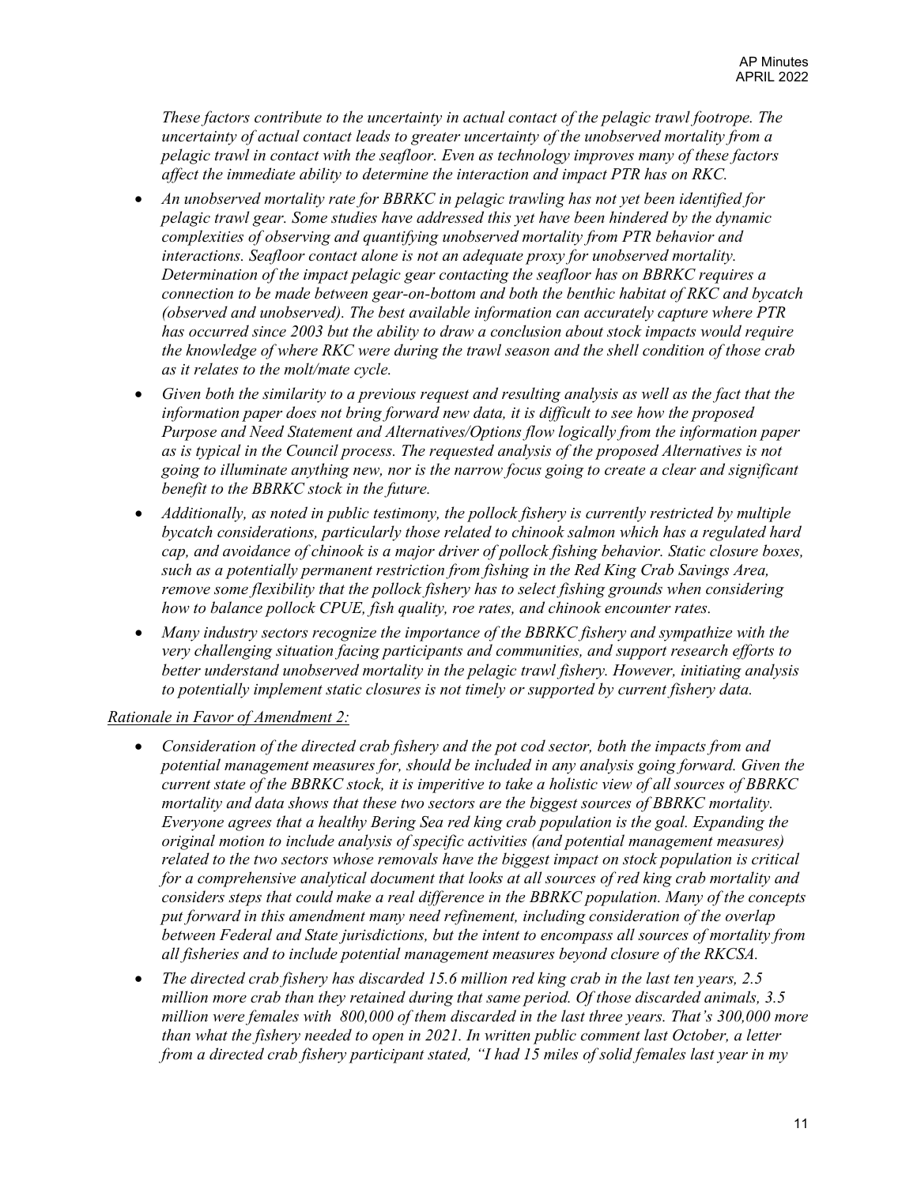*These factors contribute to the uncertainty in actual contact of the pelagic trawl footrope. The uncertainty of actual contact leads to greater uncertainty of the unobserved mortality from a pelagic trawl in contact with the seafloor. Even as technology improves many of these factors affect the immediate ability to determine the interaction and impact PTR has on RKC.*

- *An unobserved mortality rate for BBRKC in pelagic trawling has not yet been identified for pelagic trawl gear. Some studies have addressed this yet have been hindered by the dynamic complexities of observing and quantifying unobserved mortality from PTR behavior and interactions. Seafloor contact alone is not an adequate proxy for unobserved mortality. Determination of the impact pelagic gear contacting the seafloor has on BBRKC requires a connection to be made between gear-on-bottom and both the benthic habitat of RKC and bycatch (observed and unobserved). The best available information can accurately capture where PTR has occurred since 2003 but the ability to draw a conclusion about stock impacts would require the knowledge of where RKC were during the trawl season and the shell condition of those crab as it relates to the molt/mate cycle.*
- *Given both the similarity to a previous request and resulting analysis as well as the fact that the information paper does not bring forward new data, it is difficult to see how the proposed Purpose and Need Statement and Alternatives/Options flow logically from the information paper as is typical in the Council process. The requested analysis of the proposed Alternatives is not going to illuminate anything new, nor is the narrow focus going to create a clear and significant benefit to the BBRKC stock in the future.*
- *Additionally, as noted in public testimony, the pollock fishery is currently restricted by multiple bycatch considerations, particularly those related to chinook salmon which has a regulated hard cap, and avoidance of chinook is a major driver of pollock fishing behavior. Static closure boxes, such as a potentially permanent restriction from fishing in the Red King Crab Savings Area, remove some flexibility that the pollock fishery has to select fishing grounds when considering how to balance pollock CPUE, fish quality, roe rates, and chinook encounter rates.*
- *Many industry sectors recognize the importance of the BBRKC fishery and sympathize with the very challenging situation facing participants and communities, and support research efforts to better understand unobserved mortality in the pelagic trawl fishery. However, initiating analysis to potentially implement static closures is not timely or supported by current fishery data.*

*Rationale in Favor of Amendment 2:*

- *Consideration of the directed crab fishery and the pot cod sector, both the impacts from and potential management measures for, should be included in any analysis going forward. Given the current state of the BBRKC stock, it is imperitive to take a holistic view of all sources of BBRKC mortality and data shows that these two sectors are the biggest sources of BBRKC mortality. Everyone agrees that a healthy Bering Sea red king crab population is the goal. Expanding the original motion to include analysis of specific activities (and potential management measures) related to the two sectors whose removals have the biggest impact on stock population is critical for a comprehensive analytical document that looks at all sources of red king crab mortality and considers steps that could make a real difference in the BBRKC population. Many of the concepts put forward in this amendment many need refinement, including consideration of the overlap between Federal and State jurisdictions, but the intent to encompass all sources of mortality from all fisheries and to include potential management measures beyond closure of the RKCSA.*
- *The directed crab fishery has discarded 15.6 million red king crab in the last ten years, 2.5 million more crab than they retained during that same period. Of those discarded animals, 3.5 million were females with 800,000 of them discarded in the last three years. That's 300,000 more than what the fishery needed to open in 2021. In written public comment last October, a letter from a directed crab fishery participant stated, "I had 15 miles of solid females last year in my*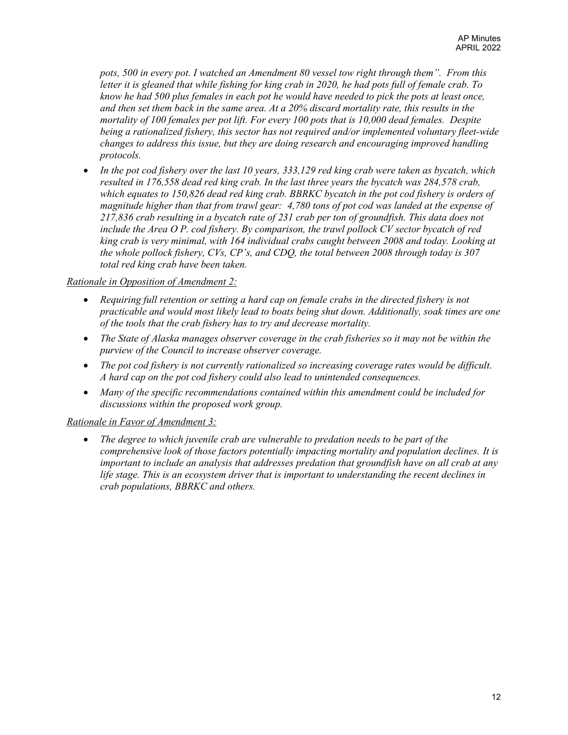*pots, 500 in every pot. I watched an Amendment 80 vessel tow right through them". From this letter it is gleaned that while fishing for king crab in 2020, he had pots full of female crab. To know he had 500 plus females in each pot he would have needed to pick the pots at least once, and then set them back in the same area. At a 20% discard mortality rate, this results in the mortality of 100 females per pot lift. For every 100 pots that is 10,000 dead females. Despite being a rationalized fishery, this sector has not required and/or implemented voluntary fleet-wide changes to address this issue, but they are doing research and encouraging improved handling protocols.*

- *In the pot cod fishery over the last 10 years, 333,129 red king crab were taken as bycatch, which resulted in 176,558 dead red king crab. In the last three years the bycatch was 284,578 crab, which equates to 150,826 dead red king crab. BBRKC bycatch in the pot cod fishery is orders of magnitude higher than that from trawl gear: 4,780 tons of pot cod was landed at the expense of 217,836 crab resulting in a bycatch rate of 231 crab per ton of groundfish. This data does not include the Area O P. cod fishery. By comparison, the trawl pollock CV sector bycatch of red king crab is very minimal, with 164 individual crabs caught between 2008 and today. Looking at the whole pollock fishery, CVs, CP's, and CDQ, the total between 2008 through today is 307 total red king crab have been taken.*

*Rationale in Opposition of Amendment 2:*

- *Requiring full retention or setting a hard cap on female crabs in the directed fishery is not practicable and would most likely lead to boats being shut down. Additionally, soak times are one of the tools that the crab fishery has to try and decrease mortality.*
- *The State of Alaska manages observer coverage in the crab fisheries so it may not be within the purview of the Council to increase observer coverage.*
- *The pot cod fishery is not currently rationalized so increasing coverage rates would be difficult. A hard cap on the pot cod fishery could also lead to unintended consequences.*
- *Many of the specific recommendations contained within this amendment could be included for discussions within the proposed work group.*

*Rationale in Favor of Amendment 3:*

- *The degree to which juvenile crab are vulnerable to predation needs to be part of the comprehensive look of those factors potentially impacting mortality and population declines. It is important to include an analysis that addresses predation that groundfish have on all crab at any life stage. This is an ecosystem driver that is important to understanding the recent declines in crab populations, BBRKC and others.*